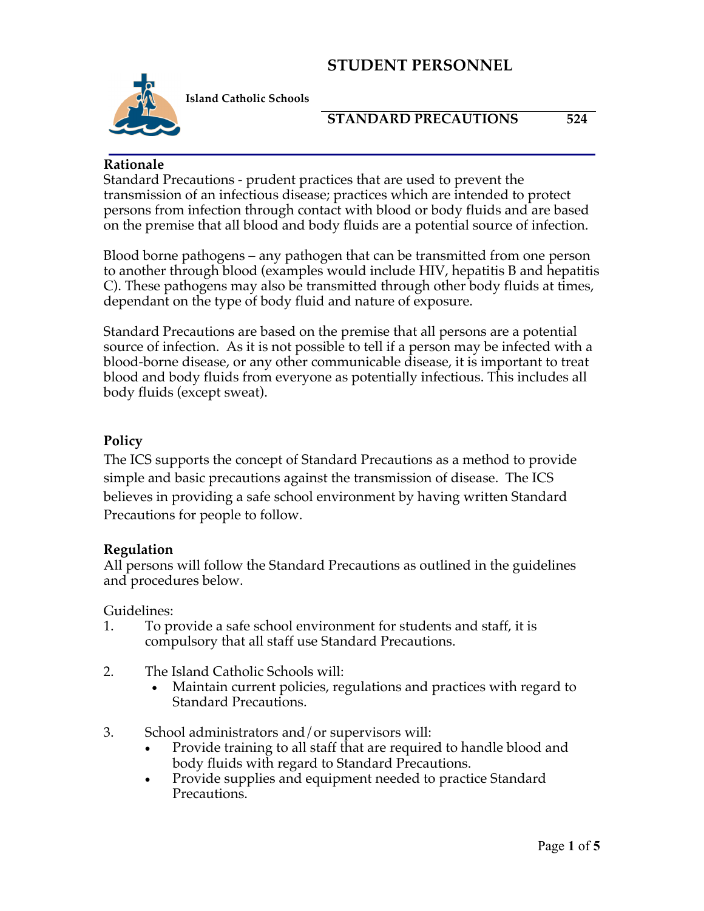# STUDENT PERSONNEL

**Island Catholic Schools**

## STANDARD PRECAUTIONS 524

**Rationale**

Standard Precautions - prudent practices that are used to prevent the transmission of an infectious disease; practices which are intended to protect persons from infection through contact with blood or body fluids and are based on the premise that all blood and body fluids are a potential source of infection.

Blood borne pathogens – any pathogen that can be transmitted from one person to another through blood (examples would include HIV, hepatitis B and hepatitis C). These pathogens may also be transmitted through other body fluids at times, dependant on the type of body fluid and nature of exposure.

Standard Precautions are based on the premise that all persons are a potential source of infection. As it is not possible to tell if a person may be infected with a blood-borne disease, or any other communicable disease, it is important to treat blood and body fluids from everyone as potentially infectious. This includes all body fluids (except sweat).

**Policy**

The ICS supports the concept of Standard Precautions as a method to provide simple and basic precautions against the transmission of disease. The ICS believes in providing a safe school environment by having written Standard Precautions for people to follow.

**Regulation**

All persons will follow the Standard Precautions as outlined in the guidelines and procedures below.

Guidelines:

1. To provide a safe school environment for students and staff, it is compulsory that all staff use Standard Precautions.

2. The Island Catholic Schools will:
   - Maintain current policies, regulations and practices with regard to Standard Precautions.

3. School administrators and/or supervisors will:
   - Provide training to all staff that are required to handle blood and body fluids with regard to Standard Precautions.
   - Provide supplies and equipment needed to practice Standard Precautions.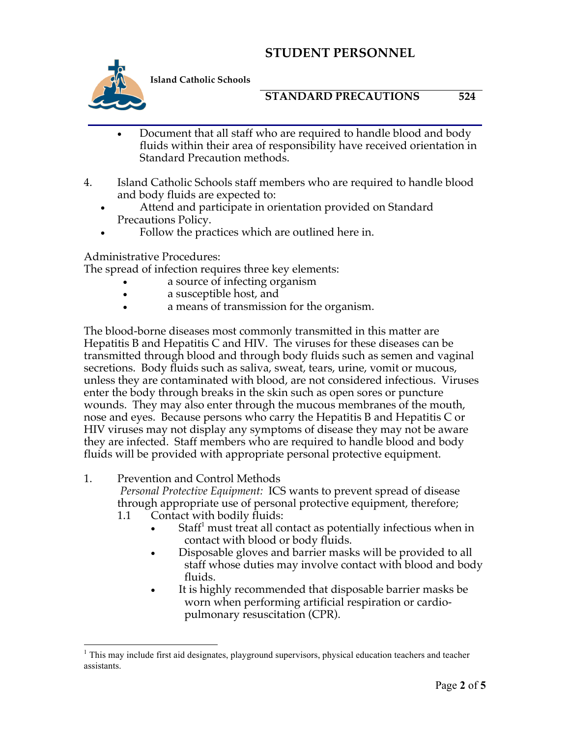- Document that all staff who are required to handle blood and body fluids within their area of responsibility have received orientation in Standard Precaution methods.

4. Island Catholic Schools staff members who are required to handle blood and body fluids are expected to:
   - Attend and participate in orientation provided on Standard Precautions Policy.
   - Follow the practices which are outlined here in.

Administrative Procedures:
The spread of infection requires three key elements:

- a source of infecting organism
- a susceptible host, and
- a means of transmission for the organism.

The blood-borne diseases most commonly transmitted in this matter are Hepatitis B and Hepatitis C and HIV. The viruses for these diseases can be transmitted through blood and through body fluids such as semen and vaginal secretions. Body fluids such as saliva, sweat, tears, urine, vomit or mucous, unless they are contaminated with blood, are not considered infectious. Viruses enter the body through breaks in the skin such as open sores or puncture wounds. They may also enter through the mucous membranes of the mouth, nose and eyes. Because persons who carry the Hepatitis B and Hepatitis C or HIV viruses may not display any symptoms of disease they may not be aware they are infected. Staff members who are required to handle blood and body fluids will be provided with appropriate personal protective equipment.

1. Prevention and Control Methods
   *Personal Protective Equipment:* ICS wants to prevent spread of disease through appropriate use of personal protective equipment, therefore;
   1.1 Contact with bodily fluids:
      - Staff[1] must treat all contact as potentially infectious when in contact with blood or body fluids.
      - Disposable gloves and barrier masks will be provided to all staff whose duties may involve contact with blood and body fluids.
      - It is highly recommended that disposable barrier masks be worn when performing artificial respiration or cardio-pulmonary resuscitation (CPR).

[1] This may include first aid designates, playground supervisors, physical education teachers and teacher assistants.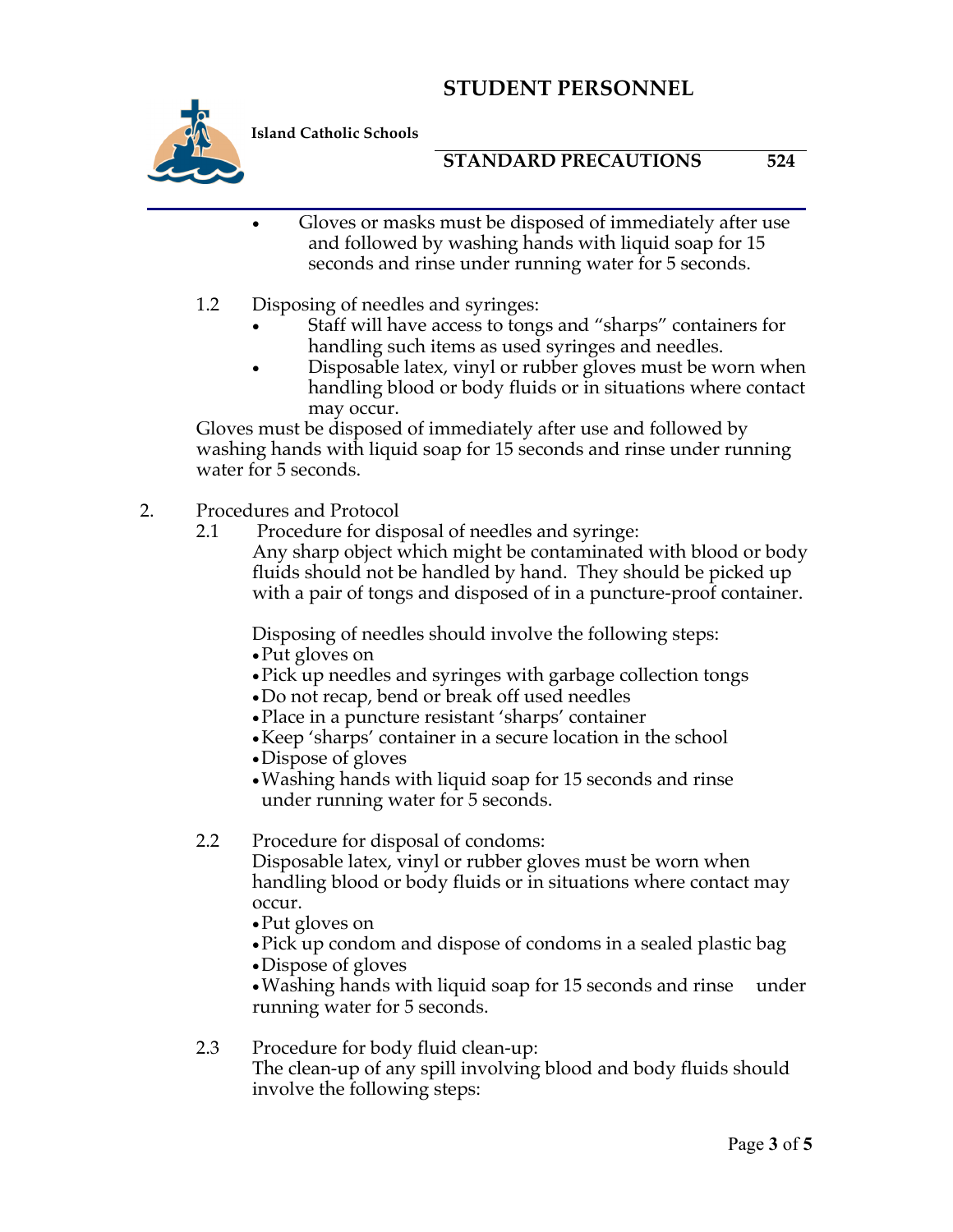- Gloves or masks must be disposed of immediately after use and followed by washing hands with liquid soap for 15 seconds and rinse under running water for 5 seconds.

1.2 Disposing of needles and syringes:

- Staff will have access to tongs and "sharps" containers for handling such items as used syringes and needles.
- Disposable latex, vinyl or rubber gloves must be worn when handling blood or body fluids or in situations where contact may occur.

Gloves must be disposed of immediately after use and followed by washing hands with liquid soap for 15 seconds and rinse under running water for 5 seconds.

2. Procedures and Protocol

2.1 Procedure for disposal of needles and syringe:

Any sharp object which might be contaminated with blood or body fluids should not be handled by hand. They should be picked up with a pair of tongs and disposed of in a puncture-proof container.

Disposing of needles should involve the following steps:

- Put gloves on
- Pick up needles and syringes with garbage collection tongs
- Do not recap, bend or break off used needles
- Place in a puncture resistant 'sharps' container
- Keep 'sharps' container in a secure location in the school
- Dispose of gloves
- Washing hands with liquid soap for 15 seconds and rinse under running water for 5 seconds.

2.2 Procedure for disposal of condoms:

Disposable latex, vinyl or rubber gloves must be worn when handling blood or body fluids or in situations where contact may occur.

- Put gloves on
- Pick up condom and dispose of condoms in a sealed plastic bag
- Dispose of gloves
- Washing hands with liquid soap for 15 seconds and rinse under running water for 5 seconds.

2.3 Procedure for body fluid clean-up:

The clean-up of any spill involving blood and body fluids should involve the following steps: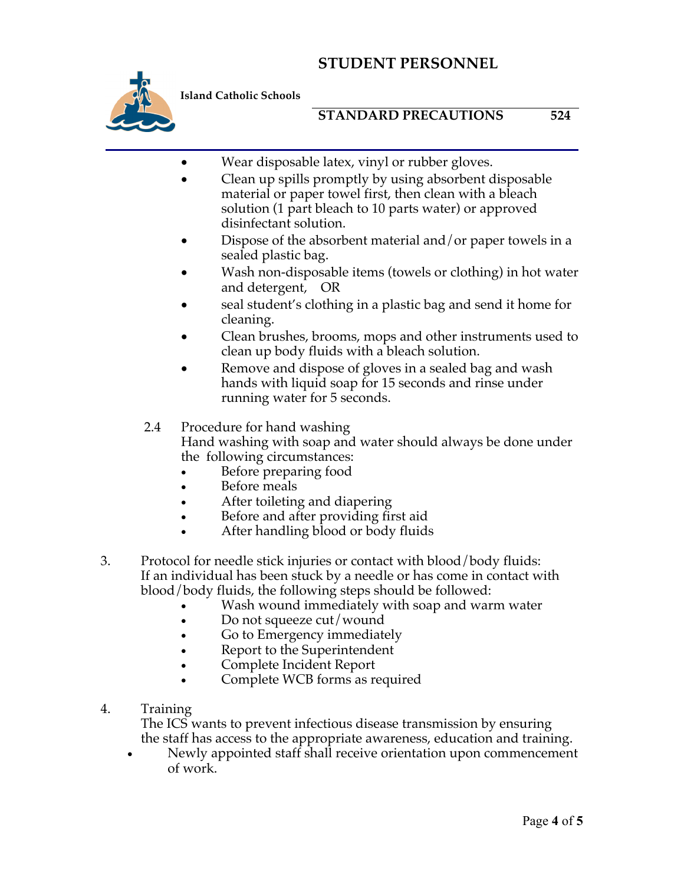- Wear disposable latex, vinyl or rubber gloves.
- Clean up spills promptly by using absorbent disposable material or paper towel first, then clean with a bleach solution (1 part bleach to 10 parts water) or approved disinfectant solution.
- Dispose of the absorbent material and/or paper towels in a sealed plastic bag.
- Wash non-disposable items (towels or clothing) in hot water and detergent, OR
- seal student's clothing in a plastic bag and send it home for cleaning.
- Clean brushes, brooms, mops and other instruments used to clean up body fluids with a bleach solution.
- Remove and dispose of gloves in a sealed bag and wash hands with liquid soap for 15 seconds and rinse under running water for 5 seconds.

2.4 Procedure for hand washing

Hand washing with soap and water should always be done under the following circumstances:

- Before preparing food
- Before meals
- After toileting and diapering
- Before and after providing first aid
- After handling blood or body fluids

3. Protocol for needle stick injuries or contact with blood/body fluids:

If an individual has been stuck by a needle or has come in contact with blood/body fluids, the following steps should be followed:

- Wash wound immediately with soap and warm water
- Do not squeeze cut/wound
- Go to Emergency immediately
- Report to the Superintendent
- Complete Incident Report
- Complete WCB forms as required

4. Training

The ICS wants to prevent infectious disease transmission by ensuring the staff has access to the appropriate awareness, education and training.

- Newly appointed staff shall receive orientation upon commencement of work.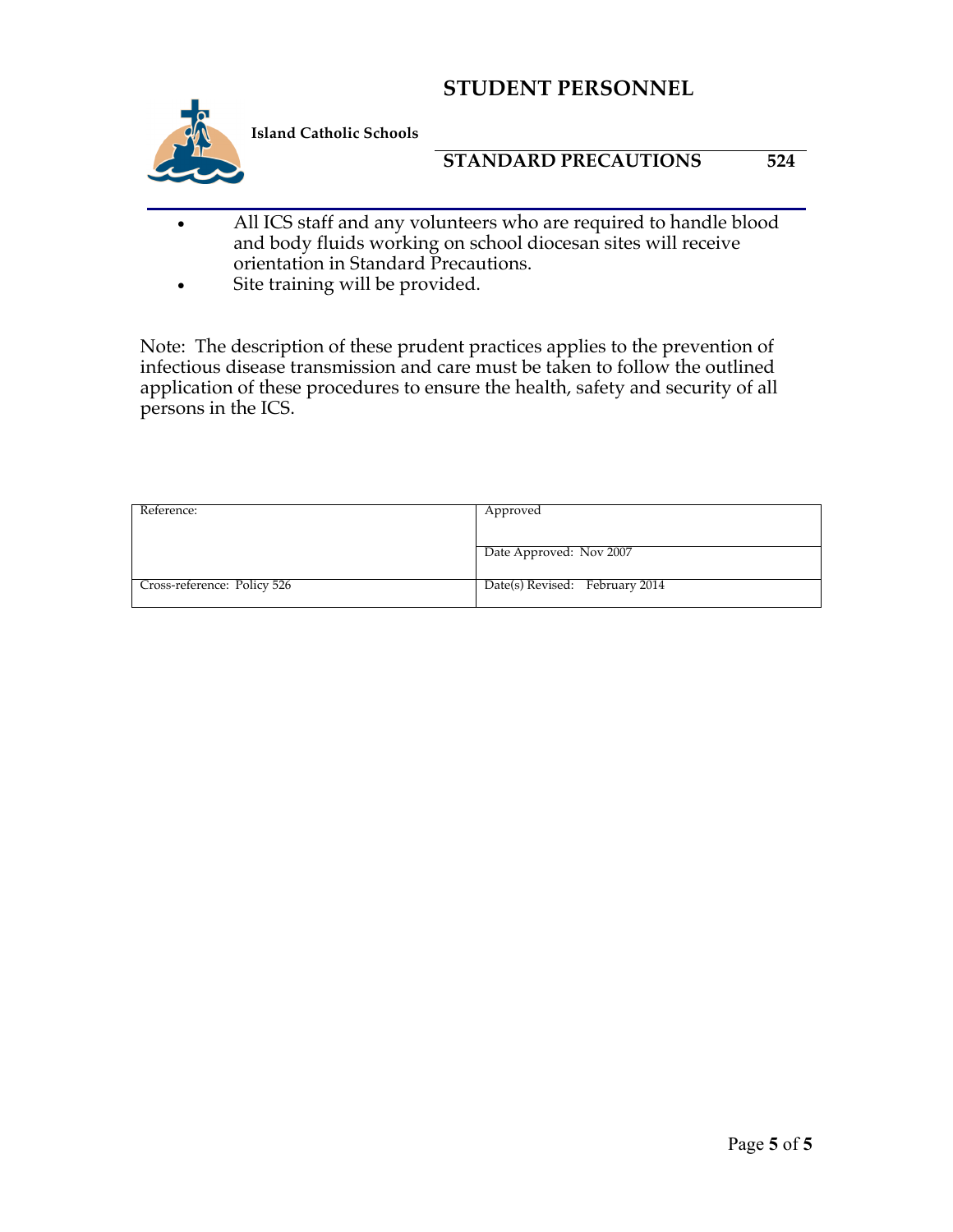- All ICS staff and any volunteers who are required to handle blood and body fluids working on school diocesan sites will receive orientation in Standard Precautions.
- Site training will be provided.

Note: The description of these prudent practices applies to the prevention of infectious disease transmission and care must be taken to follow the outlined application of these procedures to ensure the health, safety and security of all persons in the ICS.

| | |
|---|---|
| Reference: | Approved |
| | Date Approved: Nov 2007 |
| Cross-reference: Policy 526 | Date(s) Revised: February 2014 |